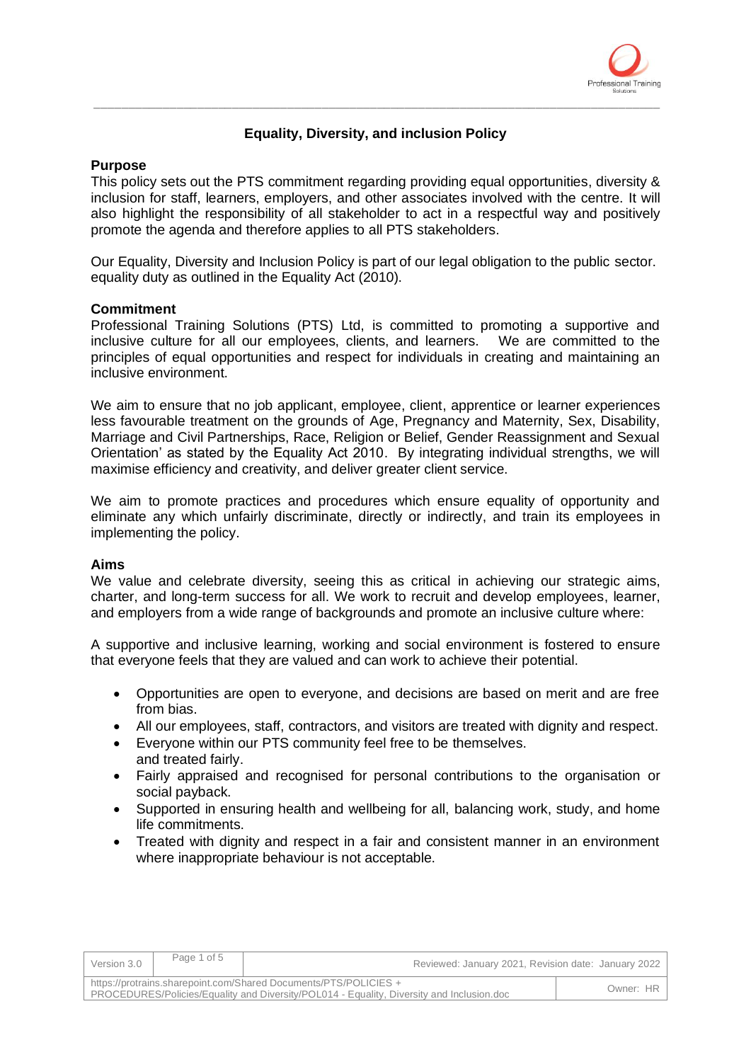## Equality, Diversity, and inclusion Policy

### Purpose

This policy sets out the PTS commitment regarding providing equal opportunities, diversity & inclusion for staff, learners, employers, and other associates involved with the centre. It will also highlight the responsibility of all stakeholder to act in a respectful way and positively promote the agenda and therefore applies to all PTS stakeholders.

Our Equality, Diversity and Inclusion Policy is part of our legal obligation to the public sector. equality duty as outlined in the Equality Act (2010).

### Commitment

Professional Training Solutions (PTS) Ltd, is committed to promoting a supportive and inclusive culture for all our employees, clients, and learners. We are committed to the principles of equal opportunities and respect for individuals in creating and maintaining an inclusive environment.

We aim to ensure that no job applicant, employee, client, apprentice or learner experiences less favourable treatment on the grounds of Age, Pregnancy and Maternity, Sex, Disability, Marriage and Civil Partnerships, Race, Religion or Belief, Gender Reassignment and Sexual Orientation' as stated by the Equality Act 2010. By integrating individual strengths, we will maximise efficiency and creativity, and deliver greater client service.

We aim to promote practices and procedures which ensure equality of opportunity and eliminate any which unfairly discriminate, directly or indirectly, and train its employees in implementing the policy.

### Aims

We value and celebrate diversity, seeing this as critical in achieving our strategic aims, charter, and long-term success for all. We work to recruit and develop employees, learner, and employers from a wide range of backgrounds and promote an inclusive culture where:

A supportive and inclusive learning, working and social environment is fostered to ensure that everyone feels that they are valued and can work to achieve their potential.

- Opportunities are open to everyone, and decisions are based on merit and are free from bias.
- All our employees, staff, contractors, and visitors are treated with dignity and respect.
- Everyone within our PTS community feel free to be themselves.
  and treated fairly.
- Fairly appraised and recognised for personal contributions to the organisation or social payback.
- Supported in ensuring health and wellbeing for all, balancing work, study, and home life commitments.
- Treated with dignity and respect in a fair and consistent manner in an environment where inappropriate behaviour is not acceptable.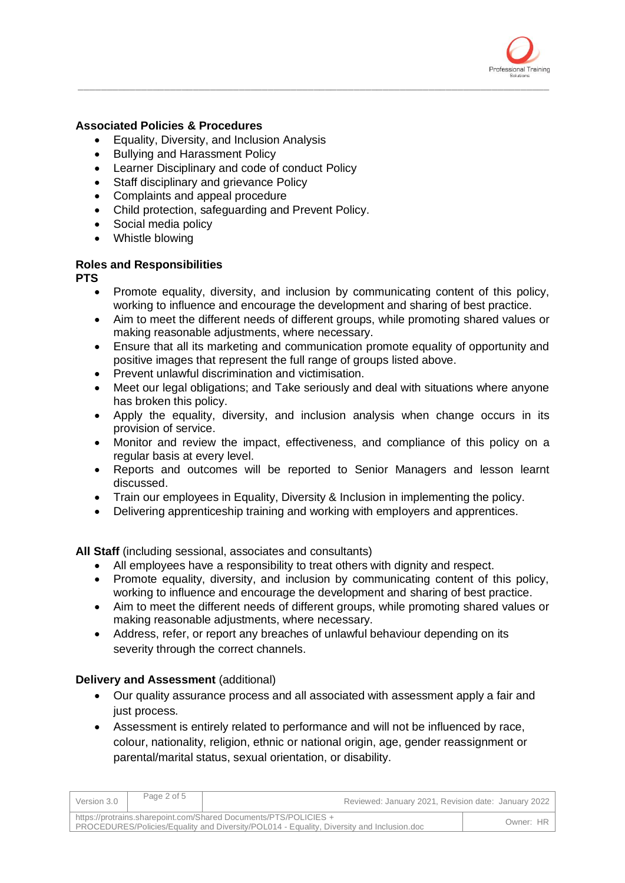**Associated Policies & Procedures**

- Equality, Diversity, and Inclusion Analysis
- Bullying and Harassment Policy
- Learner Disciplinary and code of conduct Policy
- Staff disciplinary and grievance Policy
- Complaints and appeal procedure
- Child protection, safeguarding and Prevent Policy.
- Social media policy
- Whistle blowing

**Roles and Responsibilities**

**PTS**

- Promote equality, diversity, and inclusion by communicating content of this policy, working to influence and encourage the development and sharing of best practice.
- Aim to meet the different needs of different groups, while promoting shared values or making reasonable adjustments, where necessary.
- Ensure that all its marketing and communication promote equality of opportunity and positive images that represent the full range of groups listed above.
- Prevent unlawful discrimination and victimisation.
- Meet our legal obligations; and Take seriously and deal with situations where anyone has broken this policy.
- Apply the equality, diversity, and inclusion analysis when change occurs in its provision of service.
- Monitor and review the impact, effectiveness, and compliance of this policy on a regular basis at every level.
- Reports and outcomes will be reported to Senior Managers and lesson learnt discussed.
- Train our employees in Equality, Diversity & Inclusion in implementing the policy.
- Delivering apprenticeship training and working with employers and apprentices.

**All Staff** (including sessional, associates and consultants)

- All employees have a responsibility to treat others with dignity and respect.
- Promote equality, diversity, and inclusion by communicating content of this policy, working to influence and encourage the development and sharing of best practice.
- Aim to meet the different needs of different groups, while promoting shared values or making reasonable adjustments, where necessary.
- Address, refer, or report any breaches of unlawful behaviour depending on its severity through the correct channels.

**Delivery and Assessment** (additional)

- Our quality assurance process and all associated with assessment apply a fair and just process.
- Assessment is entirely related to performance and will not be influenced by race, colour, nationality, religion, ethnic or national origin, age, gender reassignment or parental/marital status, sexual orientation, or disability.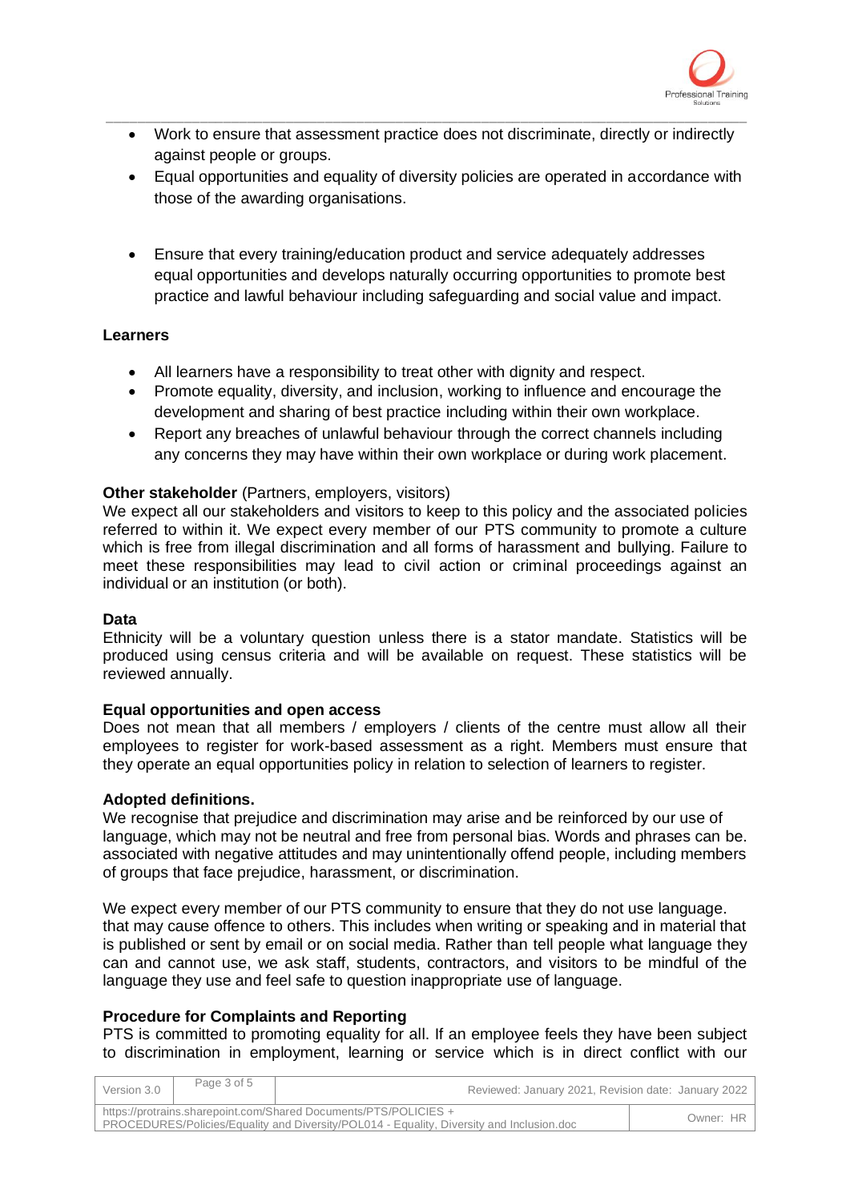- Work to ensure that assessment practice does not discriminate, directly or indirectly against people or groups.
- Equal opportunities and equality of diversity policies are operated in accordance with those of the awarding organisations.

- Ensure that every training/education product and service adequately addresses equal opportunities and develops naturally occurring opportunities to promote best practice and lawful behaviour including safeguarding and social value and impact.

**Learners**

- All learners have a responsibility to treat other with dignity and respect.
- Promote equality, diversity, and inclusion, working to influence and encourage the development and sharing of best practice including within their own workplace.
- Report any breaches of unlawful behaviour through the correct channels including any concerns they may have within their own workplace or during work placement.

**Other stakeholder** (Partners, employers, visitors)

We expect all our stakeholders and visitors to keep to this policy and the associated policies referred to within it. We expect every member of our PTS community to promote a culture which is free from illegal discrimination and all forms of harassment and bullying. Failure to meet these responsibilities may lead to civil action or criminal proceedings against an individual or an institution (or both).

**Data**

Ethnicity will be a voluntary question unless there is a stator mandate. Statistics will be produced using census criteria and will be available on request. These statistics will be reviewed annually.

**Equal opportunities and open access**

Does not mean that all members / employers / clients of the centre must allow all their employees to register for work-based assessment as a right. Members must ensure that they operate an equal opportunities policy in relation to selection of learners to register.

**Adopted definitions.**

We recognise that prejudice and discrimination may arise and be reinforced by our use of language, which may not be neutral and free from personal bias. Words and phrases can be. associated with negative attitudes and may unintentionally offend people, including members of groups that face prejudice, harassment, or discrimination.

We expect every member of our PTS community to ensure that they do not use language. that may cause offence to others. This includes when writing or speaking and in material that is published or sent by email or on social media. Rather than tell people what language they can and cannot use, we ask staff, students, contractors, and visitors to be mindful of the language they use and feel safe to question inappropriate use of language.

**Procedure for Complaints and Reporting**

PTS is committed to promoting equality for all. If an employee feels they have been subject to discrimination in employment, learning or service which is in direct conflict with our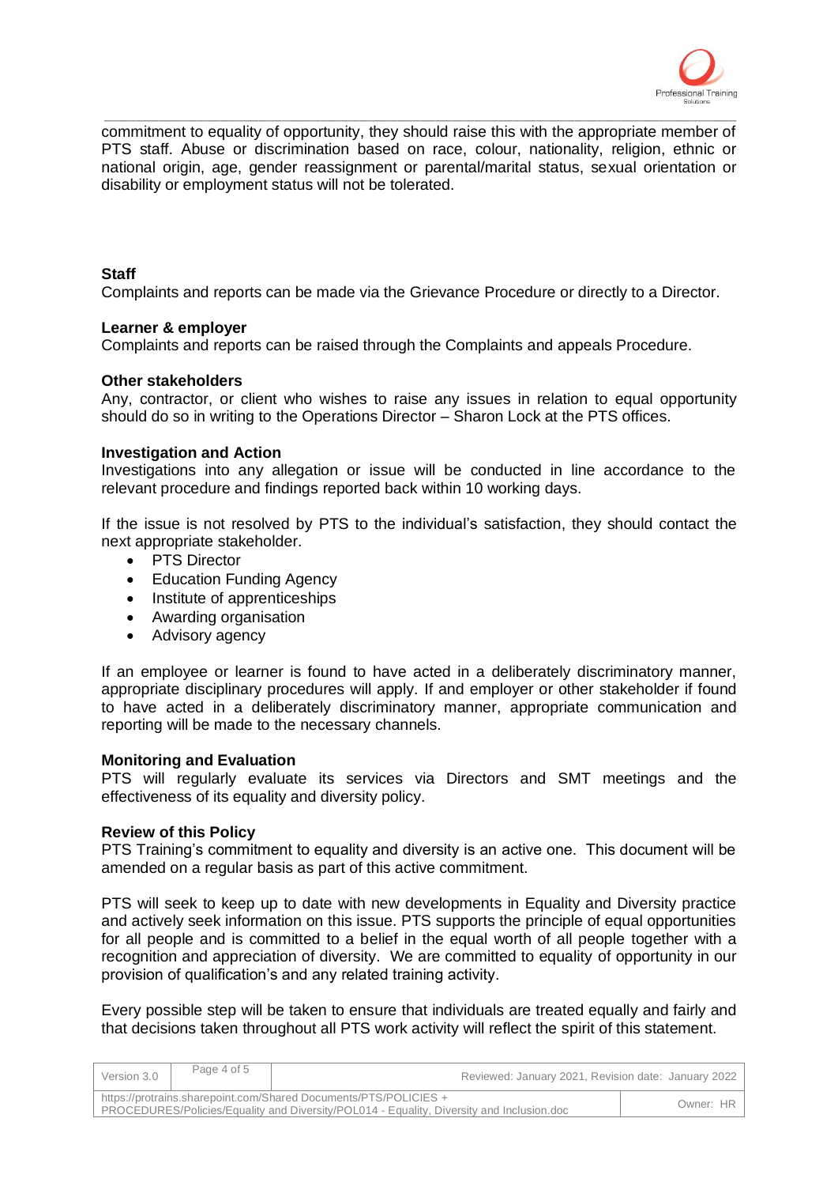commitment to equality of opportunity, they should raise this with the appropriate member of PTS staff. Abuse or discrimination based on race, colour, nationality, religion, ethnic or national origin, age, gender reassignment or parental/marital status, sexual orientation or disability or employment status will not be tolerated.

**Staff**
Complaints and reports can be made via the Grievance Procedure or directly to a Director.

**Learner & employer**
Complaints and reports can be raised through the Complaints and appeals Procedure.

**Other stakeholders**
Any, contractor, or client who wishes to raise any issues in relation to equal opportunity should do so in writing to the Operations Director – Sharon Lock at the PTS offices.

**Investigation and Action**
Investigations into any allegation or issue will be conducted in line accordance to the relevant procedure and findings reported back within 10 working days.

If the issue is not resolved by PTS to the individual's satisfaction, they should contact the next appropriate stakeholder.

- PTS Director
- Education Funding Agency
- Institute of apprenticeships
- Awarding organisation
- Advisory agency

If an employee or learner is found to have acted in a deliberately discriminatory manner, appropriate disciplinary procedures will apply. If and employer or other stakeholder if found to have acted in a deliberately discriminatory manner, appropriate communication and reporting will be made to the necessary channels.

**Monitoring and Evaluation**
PTS will regularly evaluate its services via Directors and SMT meetings and the effectiveness of its equality and diversity policy.

**Review of this Policy**
PTS Training's commitment to equality and diversity is an active one. This document will be amended on a regular basis as part of this active commitment.

PTS will seek to keep up to date with new developments in Equality and Diversity practice and actively seek information on this issue. PTS supports the principle of equal opportunities for all people and is committed to a belief in the equal worth of all people together with a recognition and appreciation of diversity. We are committed to equality of opportunity in our provision of qualification's and any related training activity.

Every possible step will be taken to ensure that individuals are treated equally and fairly and that decisions taken throughout all PTS work activity will reflect the spirit of this statement.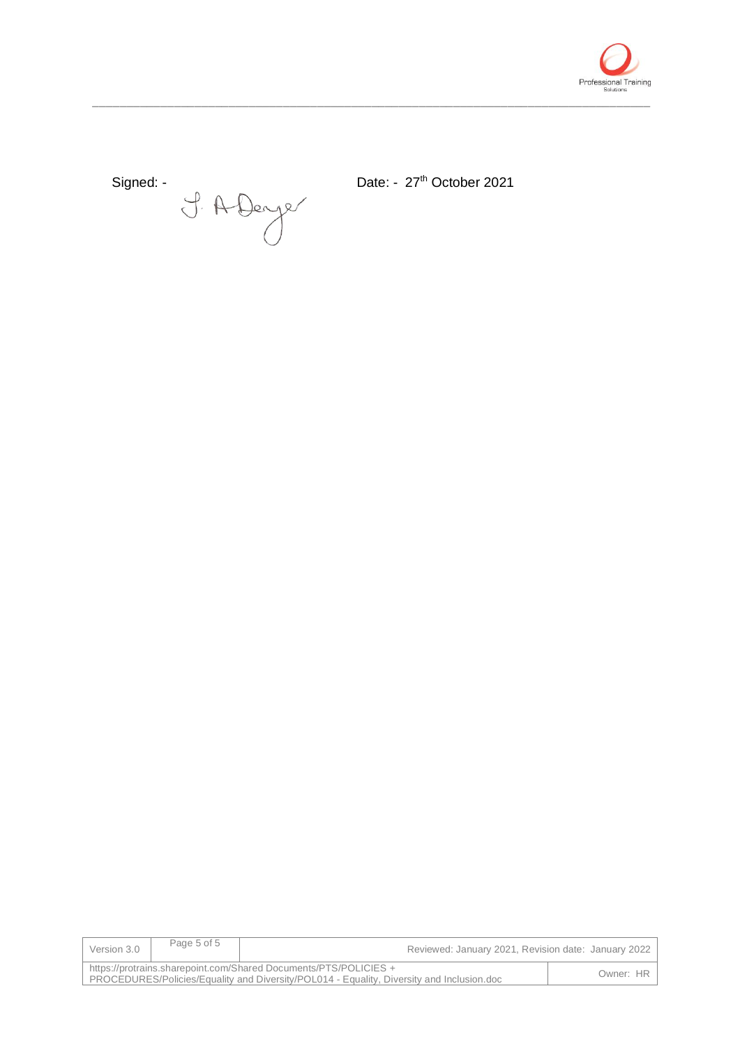Signed: - 

Date: - 27th October 2021